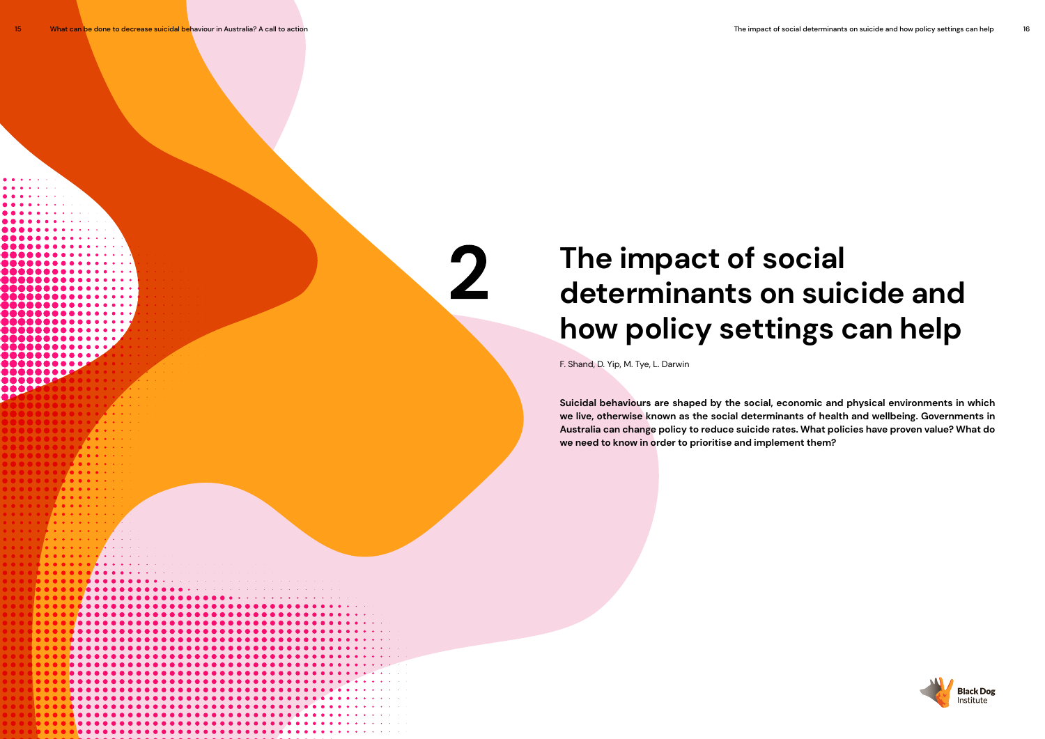# 2 The impact of social determinants on suicide and how policy settings can help

F. Shand, D. Yip, M. Tye, L. Darwin

**Suicidal behaviours are shaped by the social, economic and physical environments in which we live, otherwise known as the social determinants of health and wellbeing. Governments in Australia can change policy to reduce suicide rates. What policies have proven value? What do we need to know in order to prioritise and implement them?**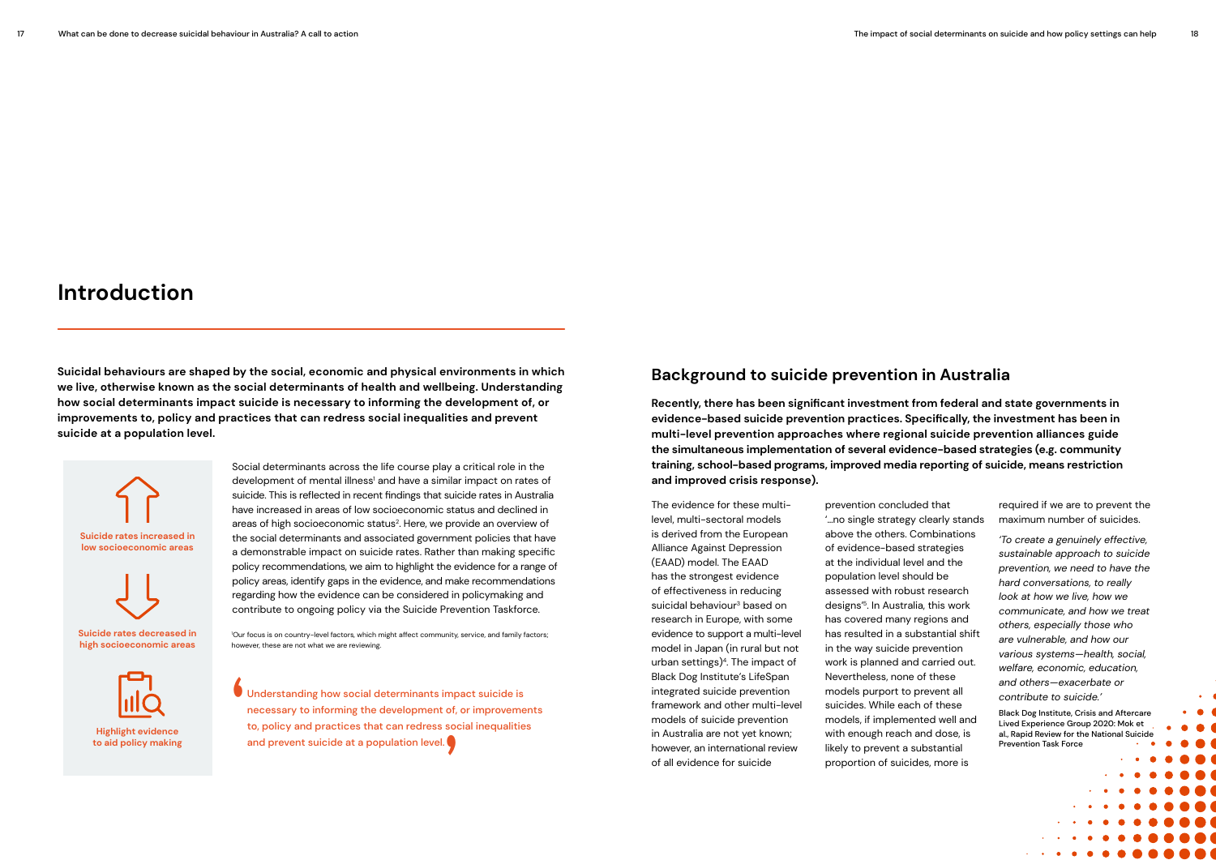# Introduction

**Suicidal behaviours are shaped by the social, economic and physical environments in which we live, otherwise known as the social determinants of health and wellbeing. Understanding how social determinants impact suicide is necessary to informing the development of, or improvements to, policy and practices that can redress social inequalities and prevent suicide at a population level.**

**Suicide rates increased in low socioeconomic areas**

**Suicide rates decreased in high socioeconomic areas**

**Highlight evidence to aid policy making**

Social determinants across the life course play a critical role in the development of mental illness[1] and have a similar impact on rates of suicide. This is reflected in recent findings that suicide rates in Australia have increased in areas of low socioeconomic status and declined in areas of high socioeconomic status[2]. Here, we provide an overview of the social determinants and associated government policies that have a demonstrable impact on suicide rates. Rather than making specific policy recommendations, we aim to highlight the evidence for a range of policy areas, identify gaps in the evidence, and make recommendations regarding how the evidence can be considered in policymaking and contribute to ongoing policy via the Suicide Prevention Taskforce.

[1]Our focus is on country-level factors, which might affect community, service, and family factors; however, these are not what we are reviewing.

> Understanding how social determinants impact suicide is necessary to informing the development of, or improvements to, policy and practices that can redress social inequalities and prevent suicide at a population level.

## Background to suicide prevention in Australia

**Recently, there has been significant investment from federal and state governments in evidence-based suicide prevention practices. Specifically, the investment has been in multi-level prevention approaches where regional suicide prevention alliances guide the simultaneous implementation of several evidence-based strategies (e.g. community training, school-based programs, improved media reporting of suicide, means restriction and improved crisis response).**

The evidence for these multi-level, multi-sectoral models is derived from the European Alliance Against Depression (EAAD) model. The EAAD has the strongest evidence of effectiveness in reducing suicidal behaviour[3] based on research in Europe, with some evidence to support a multi-level model in Japan (in rural but not urban settings)[4]. The impact of Black Dog Institute's LifeSpan integrated suicide prevention framework and other multi-level models of suicide prevention in Australia are not yet known; however, an international review of all evidence for suicide prevention concluded that '…no single strategy clearly stands above the others. Combinations of evidence-based strategies at the individual level and the population level should be assessed with robust research designs'[5]. In Australia, this work has covered many regions and has resulted in a substantial shift in the way suicide prevention work is planned and carried out. Nevertheless, none of these models purport to prevent all suicides. While each of these models, if implemented well and with enough reach and dose, is likely to prevent a substantial proportion of suicides, more is required if we are to prevent the maximum number of suicides.

> *'To create a genuinely effective, sustainable approach to suicide prevention, we need to have the hard conversations, to really look at how we live, how we communicate, and how we treat others, especially those who are vulnerable, and how our various systems—health, social, welfare, economic, education, and others—exacerbate or contribute to suicide.'*
>
> Black Dog Institute, Crisis and Aftercare Lived Experience Group 2020: Mok et al., Rapid Review for the National Suicide Prevention Task Force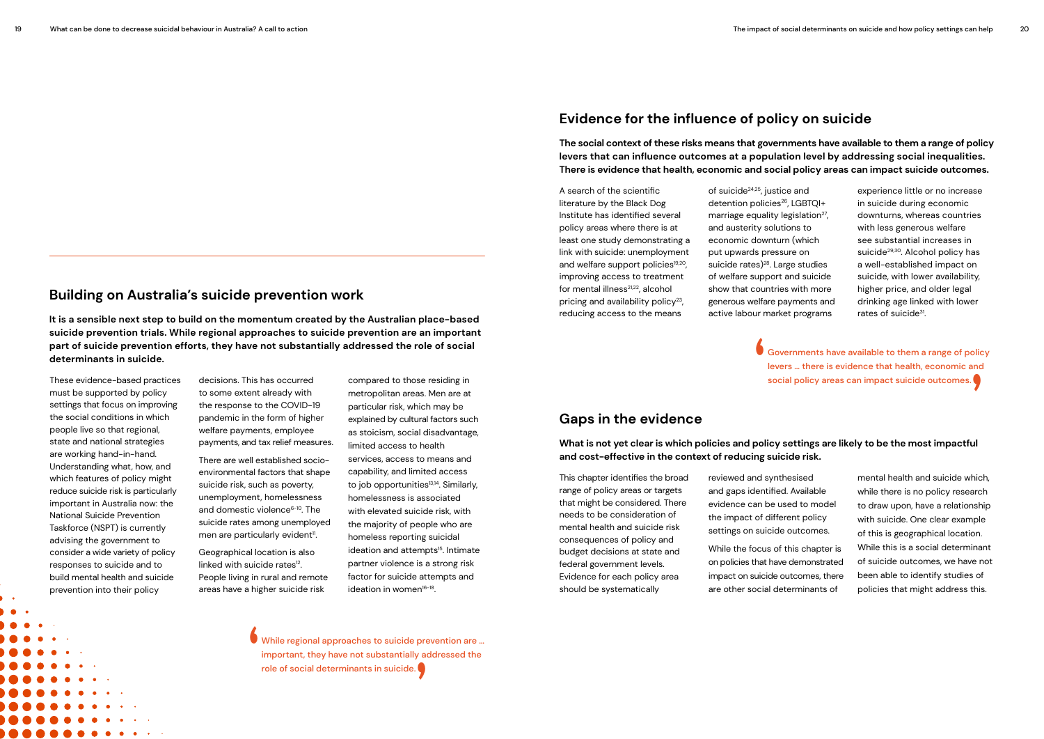## Building on Australia's suicide prevention work

**It is a sensible next step to build on the momentum created by the Australian place-based suicide prevention trials. While regional approaches to suicide prevention are an important part of suicide prevention efforts, they have not substantially addressed the role of social determinants in suicide.**

These evidence-based practices must be supported by policy settings that focus on improving the social conditions in which people live so that regional, state and national strategies are working hand-in-hand. Understanding what, how, and which features of policy might reduce suicide risk is particularly important in Australia now: the National Suicide Prevention Taskforce (NSPT) is currently advising the government to consider a wide variety of policy responses to suicide and to build mental health and suicide prevention into their policy decisions. This has occurred to some extent already with the response to the COVID-19 pandemic in the form of higher welfare payments, employee payments, and tax relief measures.

There are well established socio-environmental factors that shape suicide risk, such as poverty, unemployment, homelessness and domestic violence[6-10]. The suicide rates among unemployed men are particularly evident[11].

Geographical location is also linked with suicide rates[12]. People living in rural and remote areas have a higher suicide risk compared to those residing in metropolitan areas. Men are at particular risk, which may be explained by cultural factors such as stoicism, social disadvantage, limited access to health services, access to means and capability, and limited access to job opportunities[13,14]. Similarly, homelessness is associated with elevated suicide risk, with the majority of people who are homeless reporting suicidal ideation and attempts[15]. Intimate partner violence is a strong risk factor for suicide attempts and ideation in women[16-18].

> While regional approaches to suicide prevention are ... important, they have not substantially addressed the role of social determinants in suicide.

## Evidence for the influence of policy on suicide

**The social context of these risks means that governments have available to them a range of policy levers that can influence outcomes at a population level by addressing social inequalities. There is evidence that health, economic and social policy areas can impact suicide outcomes.**

A search of the scientific literature by the Black Dog Institute has identified several policy areas where there is at least one study demonstrating a link with suicide: unemployment and welfare support policies[19,20], improving access to treatment for mental illness[21,22], alcohol pricing and availability policy[23], reducing access to the means of suicide[24,25], justice and detention policies[26], LGBTQI+ marriage equality legislation[27], and austerity solutions to economic downturn (which put upwards pressure on suicide rates)[28]. Large studies of welfare support and suicide show that countries with more generous welfare payments and active labour market programs experience little or no increase in suicide during economic downturns, whereas countries with less generous welfare see substantial increases in suicide[29,30]. Alcohol policy has a well-established impact on suicide, with lower availability, higher price, and older legal drinking age linked with lower rates of suicide[31].

> Governments have available to them a range of policy levers ... there is evidence that health, economic and social policy areas can impact suicide outcomes.

## Gaps in the evidence

**What is not yet clear is which policies and policy settings are likely to be the most impactful and cost-effective in the context of reducing suicide risk.**

This chapter identifies the broad range of policy areas or targets that might be considered. There needs to be consideration of mental health and suicide risk consequences of policy and budget decisions at state and federal government levels. Evidence for each policy area should be systematically reviewed and synthesised and gaps identified. Available evidence can be used to model the impact of different policy settings on suicide outcomes.

While the focus of this chapter is on policies that have demonstrated impact on suicide outcomes, there are other social determinants of mental health and suicide which, while there is no policy research to draw upon, have a relationship with suicide. One clear example of this is geographical location. While this is a social determinant of suicide outcomes, we have not been able to identify studies of policies that might address this.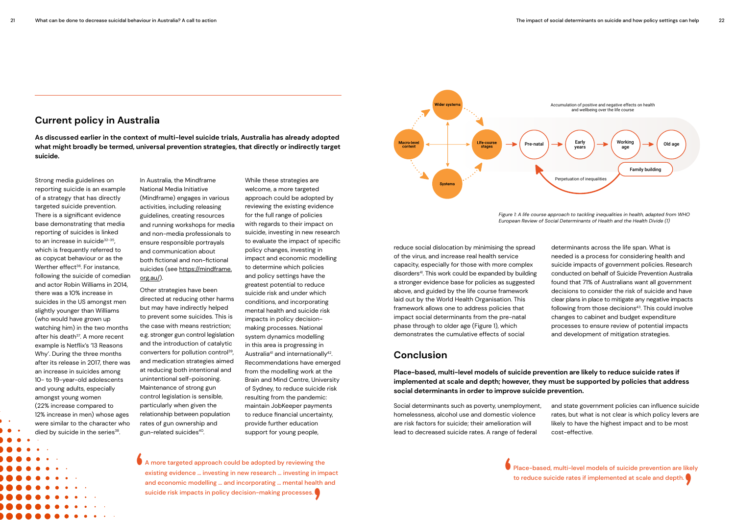## Current policy in Australia

**As discussed earlier in the context of multi-level suicide trials, Australia has already adopted what might broadly be termed, universal prevention strategies, that directly or indirectly target suicide.**

Strong media guidelines on reporting suicide is an example of a strategy that has directly targeted suicide prevention. There is a significant evidence base demonstrating that media reporting of suicides is linked to an increase in suicide[32-35], which is frequently referred to as copycat behaviour or as the Werther effect[36]. For instance, following the suicide of comedian and actor Robin Williams in 2014, there was a 10% increase in suicides in the US amongst men slightly younger than Williams (who would have grown up watching him) in the two months after his death[37]. A more recent example is Netflix's '13 Reasons Why'. During the three months after its release in 2017, there was an increase in suicides among 10- to 19-year-old adolescents and young adults, especially amongst young women (22% increase compared to 12% increase in men) whose ages were similar to the character who died by suicide in the series[38].

In Australia, the Mindframe National Media Initiative (Mindframe) engages in various activities, including releasing guidelines, creating resources and running workshops for media and non-media professionals to ensure responsible portrayals and communication about both fictional and non-fictional suicides (see https://mindframe.org.au/).

Other strategies have been directed at reducing other harms but may have indirectly helped to prevent some suicides. This is the case with means restriction; e.g. stronger gun control legislation and the introduction of catalytic converters for pollution control[39], and medication strategies aimed at reducing both intentional and unintentional self-poisoning. Maintenance of strong gun control legislation is sensible, particularly when given the relationship between population rates of gun ownership and gun-related suicides[40].

While these strategies are welcome, a more targeted approach could be adopted by reviewing the existing evidence for the full range of policies with regards to their impact on suicide, investing in new research to evaluate the impact of specific policy changes, investing in impact and economic modelling to determine which policies and policy settings have the greatest potential to reduce suicide risk and under which conditions, and incorporating mental health and suicide risk impacts in policy decision-making processes. National system dynamics modelling in this area is progressing in Australia[41] and internationally[42]. Recommendations have emerged from the modelling work at the Brain and Mind Centre, University of Sydney, to reduce suicide risk resulting from the pandemic: maintain JobKeeper payments to reduce financial uncertainty, provide further education support for young people, reduce social dislocation by minimising the spread of the virus, and increase real health service capacity, especially for those with more complex disorders[41]. This work could be expanded by building a stronger evidence base for policies as suggested above, and guided by the life course framework laid out by the World Health Organisation. This framework allows one to address policies that impact social determinants from the pre-natal phase through to older age (Figure 1), which demonstrates the cumulative effects of social determinants across the life span. What is needed is a process for considering health and suicide impacts of government policies. Research conducted on behalf of Suicide Prevention Australia found that 71% of Australians want all government decisions to consider the risk of suicide and have clear plans in place to mitigate any negative impacts following from those decisions[43]. This could involve changes to cabinet and budget expenditure processes to ensure review of potential impacts and development of mitigation strategies.

> A more targeted approach could be adopted by reviewing the existing evidence ... investing in new research ... investing in impact and economic modelling ... and incorporating ... mental health and suicide risk impacts in policy decision-making processes.

*Figure 1: A life course approach to tackling inequalities in health, adapted from WHO European Review of Social Determinants of Health and the Health Divide (1)*

## Conclusion

**Place-based, multi-level models of suicide prevention are likely to reduce suicide rates if implemented at scale and depth; however, they must be supported by policies that address social determinants in order to improve suicide prevention.**

Social determinants such as poverty, unemployment, homelessness, alcohol use and domestic violence are risk factors for suicide; their amelioration will lead to decreased suicide rates. A range of federal and state government policies can influence suicide rates, but what is not clear is which policy levers are likely to have the highest impact and to be most cost-effective.

> Place-based, multi-level models of suicide prevention are likely to reduce suicide rates if implemented at scale and depth.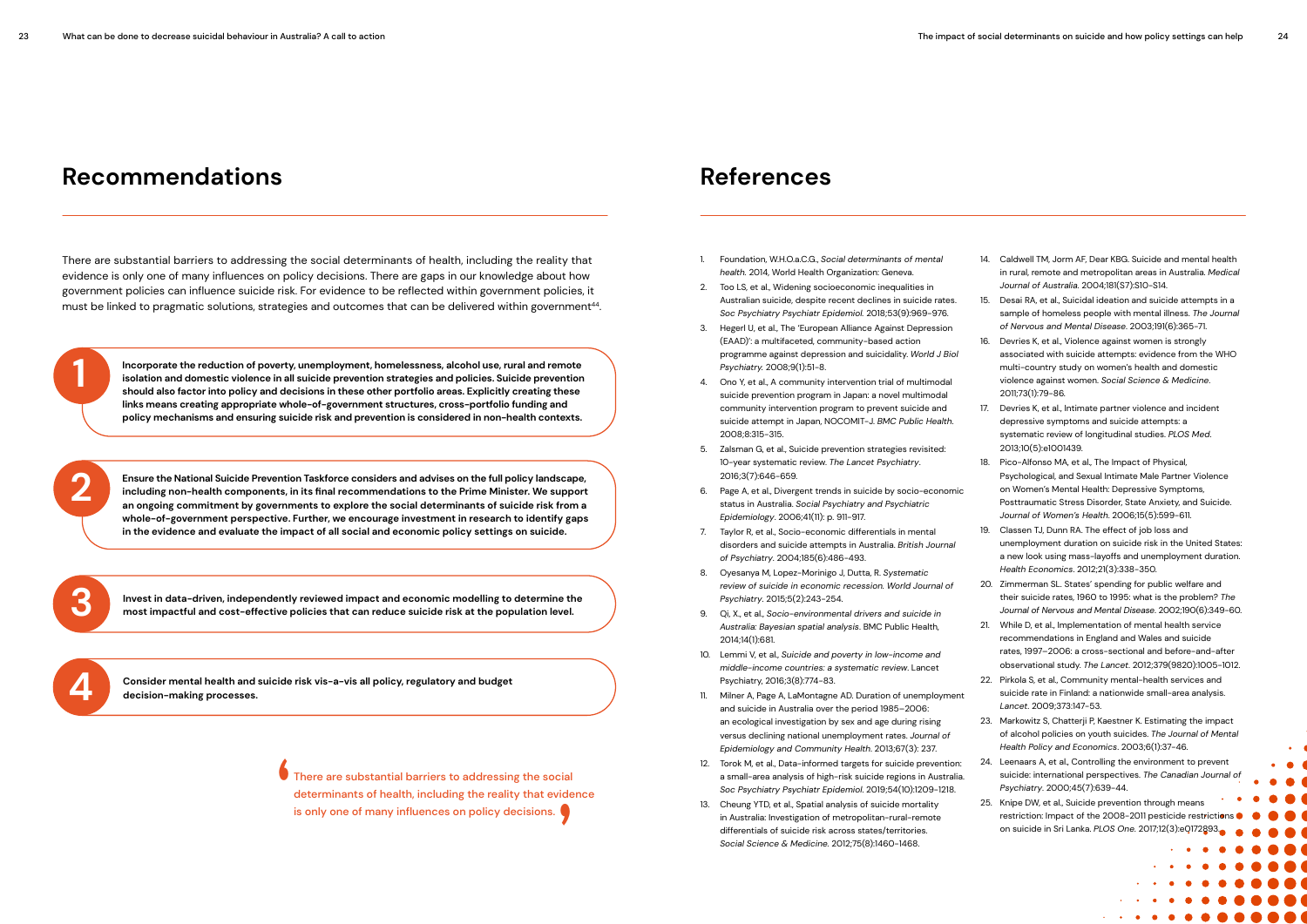# Recommendations

There are substantial barriers to addressing the social determinants of health, including the reality that evidence is only one of many influences on policy decisions. There are gaps in our knowledge about how government policies can influence suicide risk. For evidence to be reflected within government policies, it must be linked to pragmatic solutions, strategies and outcomes that can be delivered within government[44].

**1** **Incorporate the reduction of poverty, unemployment, homelessness, alcohol use, rural and remote isolation and domestic violence in all suicide prevention strategies and policies. Suicide prevention should also factor into policy and decisions in these other portfolio areas. Explicitly creating these links means creating appropriate whole-of-government structures, cross-portfolio funding and policy mechanisms and ensuring suicide risk and prevention is considered in non-health contexts.**

**2** **Ensure the National Suicide Prevention Taskforce considers and advises on the full policy landscape, including non-health components, in its final recommendations to the Prime Minister. We support an ongoing commitment by governments to explore the social determinants of suicide risk from a whole-of-government perspective. Further, we encourage investment in research to identify gaps in the evidence and evaluate the impact of all social and economic policy settings on suicide.**

**3** **Invest in data-driven, independently reviewed impact and economic modelling to determine the most impactful and cost-effective policies that can reduce suicide risk at the population level.**

**4** **Consider mental health and suicide risk vis-a-vis all policy, regulatory and budget decision-making processes.**

> There are substantial barriers to addressing the social determinants of health, including the reality that evidence is only one of many influences on policy decisions.

# References

1. Foundation, W.H.O.a.C.G., *Social determinants of mental health*. 2014, World Health Organization: Geneva.
2. Too LS, et al., Widening socioeconomic inequalities in Australian suicide, despite recent declines in suicide rates. *Soc Psychiatry Psychiatr Epidemiol.* 2018;53(9):969-976.
3. Hegerl U, et al., The 'European Alliance Against Depression (EAAD)': a multifaceted, community-based action programme against depression and suicidality. *World J Biol Psychiatry.* 2008;9(1):51-8.
4. Ono Y, et al., A community intervention trial of multimodal suicide prevention program in Japan: a novel multimodal community intervention program to prevent suicide and suicide attempt in Japan, NOCOMIT-J. *BMC Public Health.* 2008;8:315-315.
5. Zalsman G, et al., Suicide prevention strategies revisited: 10-year systematic review. *The Lancet Psychiatry*. 2016;3(7):646-659.
6. Page A, et al., Divergent trends in suicide by socio-economic status in Australia. *Social Psychiatry and Psychiatric Epidemiology*. 2006;41(11): p. 911-917.
7. Taylor R, et al., Socio-economic differentials in mental disorders and suicide attempts in Australia. *British Journal of Psychiatry*. 2004;185(6):486-493.
8. Oyesanya M, Lopez-Morinigo J, Dutta, R. *Systematic review of suicide in economic recession. World Journal of Psychiatry*. 2015;5(2):243-254.
9. Qi, X., et al., *Socio-environmental drivers and suicide in Australia: Bayesian spatial analysis*. BMC Public Health, 2014;14(1):681.
10. Lemmi V, et al., *Suicide and poverty in low-income and middle-income countries: a systematic review*. Lancet Psychiatry, 2016;3(8):774-83.
11. Milner A, Page A, LaMontagne AD. Duration of unemployment and suicide in Australia over the period 1985–2006: an ecological investigation by sex and age during rising versus declining national unemployment rates. *Journal of Epidemiology and Community Health*. 2013;67(3): 237.
12. Torok M, et al., Data-informed targets for suicide prevention: a small-area analysis of high-risk suicide regions in Australia. *Soc Psychiatry Psychiatr Epidemiol.* 2019;54(10):1209-1218.
13. Cheung YTD, et al., Spatial analysis of suicide mortality in Australia: Investigation of metropolitan-rural-remote differentials of suicide risk across states/territories. *Social Science & Medicine.* 2012;75(8):1460-1468.
14. Caldwell TM, Jorm AF, Dear KBG. Suicide and mental health in rural, remote and metropolitan areas in Australia. *Medical Journal of Australia.* 2004;181(S7):S10-S14.
15. Desai RA, et al., Suicidal ideation and suicide attempts in a sample of homeless people with mental illness. *The Journal of Nervous and Mental Disease*. 2003;191(6):365-71.
16. Devries K, et al., Violence against women is strongly associated with suicide attempts: evidence from the WHO multi-country study on women's health and domestic violence against women. *Social Science & Medicine*. 2011;73(1):79-86.
17. Devries K, et al., Intimate partner violence and incident depressive symptoms and suicide attempts: a systematic review of longitudinal studies. *PLOS Med*. 2013;10(5):e1001439.
18. Pico-Alfonso MA, et al., The Impact of Physical, Psychological, and Sexual Intimate Male Partner Violence on Women's Mental Health: Depressive Symptoms, Posttraumatic Stress Disorder, State Anxiety, and Suicide. *Journal of Women's Health*. 2006;15(5):599-611.
19. Classen TJ, Dunn RA. The effect of job loss and unemployment duration on suicide risk in the United States: a new look using mass-layoffs and unemployment duration. *Health Economics*. 2012;21(3):338-350.
20. Zimmerman SL. States' spending for public welfare and their suicide rates, 1960 to 1995: what is the problem? *The Journal of Nervous and Mental Disease*. 2002;190(6):349-60.
21. While D, et al., Implementation of mental health service recommendations in England and Wales and suicide rates, 1997–2006: a cross-sectional and before-and-after observational study. *The Lancet*. 2012;379(9820):1005-1012.
22. Pirkola S, et al., Community mental-health services and suicide rate in Finland: a nationwide small-area analysis. *Lancet*. 2009;373:147-53.
23. Markowitz S, Chatterji P, Kaestner K. Estimating the impact of alcohol policies on youth suicides. *The Journal of Mental Health Policy and Economics*. 2003;6(1):37-46.
24. Leenaars A, et al., Controlling the environment to prevent suicide: international perspectives. *The Canadian Journal of Psychiatry*. 2000;45(7):639-44.
25. Knipe DW, et al., Suicide prevention through means restriction: Impact of the 2008-2011 pesticide restrictions on suicide in Sri Lanka. *PLOS One.* 2017;12(3):e0172893.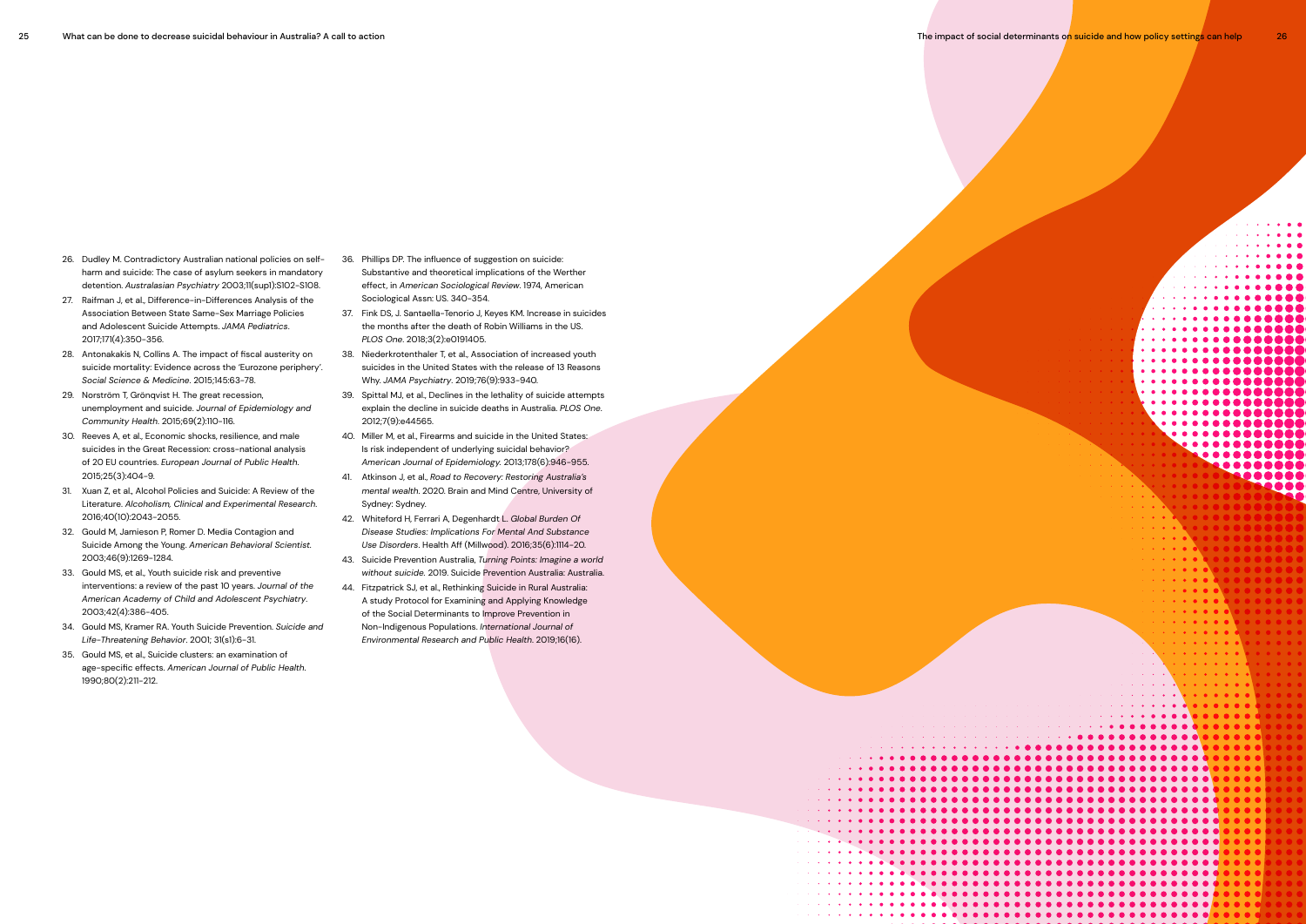26. Dudley M. Contradictory Australian national policies on self-harm and suicide: The case of asylum seekers in mandatory detention. *Australasian Psychiatry* 2003;11(sup1):S102-S108.
27. Raifman J, et al., Difference-in-Differences Analysis of the Association Between State Same-Sex Marriage Policies and Adolescent Suicide Attempts. *JAMA Pediatrics*. 2017;171(4):350-356.
28. Antonakakis N, Collins A. The impact of fiscal austerity on suicide mortality: Evidence across the 'Eurozone periphery'. *Social Science & Medicine*. 2015;145:63-78.
29. Norström T, Grönqvist H. The great recession, unemployment and suicide. *Journal of Epidemiology and Community Health*. 2015;69(2):110-116.
30. Reeves A, et al., Economic shocks, resilience, and male suicides in the Great Recession: cross-national analysis of 20 EU countries. *European Journal of Public Health*. 2015;25(3):404-9.
31. Xuan Z, et al., Alcohol Policies and Suicide: A Review of the Literature. *Alcoholism, Clinical and Experimental Research*. 2016;40(10):2043-2055.
32. Gould M, Jamieson P, Romer D. Media Contagion and Suicide Among the Young. *American Behavioral Scientist*. 2003;46(9):1269-1284.
33. Gould MS, et al., Youth suicide risk and preventive interventions: a review of the past 10 years. *Journal of the American Academy of Child and Adolescent Psychiatry*. 2003;42(4):386-405.
34. Gould MS, Kramer RA. Youth Suicide Prevention. *Suicide and Life-Threatening Behavior*. 2001; 31(s1):6-31.
35. Gould MS, et al., Suicide clusters: an examination of age-specific effects. *American Journal of Public Health*. 1990;80(2):211-212.
36. Phillips DP. The influence of suggestion on suicide: Substantive and theoretical implications of the Werther effect, in *American Sociological Review*. 1974, American Sociological Assn: US. 340-354.
37. Fink DS, J. Santaella-Tenorio J, Keyes KM. Increase in suicides the months after the death of Robin Williams in the US. *PLOS One*. 2018;3(2):e0191405.
38. Niederkrotenthaler T, et al., Association of increased youth suicides in the United States with the release of 13 Reasons Why. *JAMA Psychiatry*. 2019;76(9):933-940.
39. Spittal MJ, et al., Declines in the lethality of suicide attempts explain the decline in suicide deaths in Australia. *PLOS One*. 2012;7(9):e44565.
40. Miller M, et al., Firearms and suicide in the United States: Is risk independent of underlying suicidal behavior? *American Journal of Epidemiology*. 2013;178(6):946-955.
41. Atkinson J, et al., *Road to Recovery: Restoring Australia's mental wealth*. 2020. Brain and Mind Centre, University of Sydney: Sydney.
42. Whiteford H, Ferrari A, Degenhardt L. *Global Burden Of Disease Studies: Implications For Mental And Substance Use Disorders*. Health Aff (Millwood). 2016;35(6):1114-20.
43. Suicide Prevention Australia, *Turning Points: Imagine a world without suicide*. 2019. Suicide Prevention Australia: Australia.
44. Fitzpatrick SJ, et al., Rethinking Suicide in Rural Australia: A study Protocol for Examining and Applying Knowledge of the Social Determinants to Improve Prevention in Non-Indigenous Populations. *International Journal of Environmental Research and Public Health*. 2019;16(16).